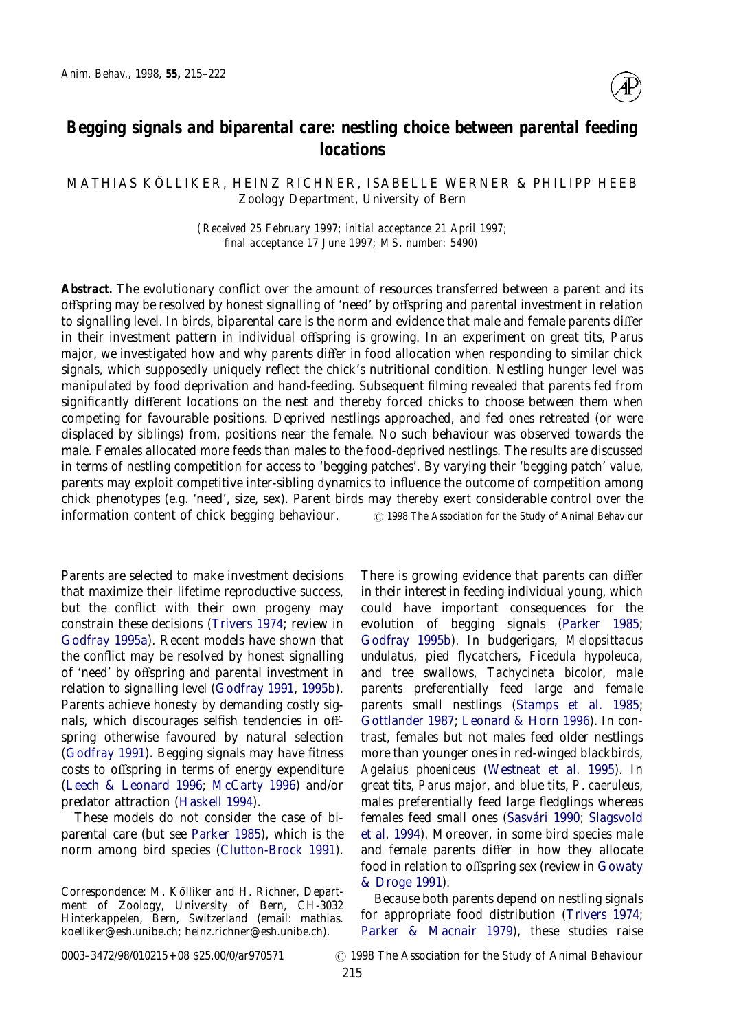# Begging signals and biparental care: nestling choice between parental feeding locations

MATHIAS KÖLLIKER, HEINZ RICHNER, ISABELLE WERNER & PHILIPP HEEB

Zoology Department, University of Bern

*(Received 25 February 1997; initial acceptance 21 April 1997; final acceptance 17 June 1997; MS. number: 5490)*

**Abstract.** The evolutionary conflict over the amount of resources transferred between a parent and its offspring may be resolved by honest signalling of 'need' by offspring and parental investment in relation to signalling level. In birds, biparental care is the norm and evidence that male and female parents differ in their investment pattern in individual offspring is growing. In an experiment on great tits, *Parus major*, we investigated how and why parents differ in food allocation when responding to similar chick signals, which supposedly uniquely reflect the chick's nutritional condition. Nestling hunger level was manipulated by food deprivation and hand-feeding. Subsequent filming revealed that parents fed from significantly different locations on the nest and thereby forced chicks to choose between them when competing for favourable positions. Deprived nestlings approached, and fed ones retreated (or were displaced by siblings) from, positions near the female. No such behaviour was observed towards the male. Females allocated more feeds than males to the food-deprived nestlings. The results are discussed in terms of nestling competition for access to 'begging patches'. By varying their 'begging patch' value, parents may exploit competitive inter-sibling dynamics to influence the outcome of competition among chick phenotypes (e.g. 'need', size, sex). Parent birds may thereby exert considerable control over the information content of chick begging behaviour. © 1998 The Association for the Study of Animal Behaviour

Parents are selected to make investment decisions that maximize their lifetime reproductive success, but the conflict with their own progeny may constrain these decisions (Trivers 1974; review in Godfray 1995a). Recent models have shown that the conflict may be resolved by honest signalling of 'need' by offspring and parental investment in relation to signalling level (Godfray 1991, 1995b). Parents achieve honesty by demanding costly signals, which discourages selfish tendencies in offspring otherwise favoured by natural selection (Godfray 1991). Begging signals may have fitness costs to offspring in terms of energy expenditure (Leech & Leonard 1996; McCarty 1996) and/or predator attraction (Haskell 1994).

These models do not consider the case of biparental care (but see Parker 1985), which is the norm among bird species (Clutton-Brock 1991).

There is growing evidence that parents can differ in their interest in feeding individual young, which could have important consequences for the evolution of begging signals (Parker 1985; Godfray 1995b). In budgerigars, *Melopsittacus undulatus*, pied flycatchers, *Ficedula hypoleuca*, and tree swallows, *Tachycineta bicolor*, male parents preferentially feed large and female parents small nestlings (Stamps et al. 1985; Gottlander 1987; Leonard & Horn 1996). In contrast, females but not males feed older nestlings more than younger ones in red-winged blackbirds, *Agelaius phoeniceus* (Westneat et al. 1995). In great tits, *Parus major*, and blue tits, *P. caeruleus*, males preferentially feed large fledglings whereas females feed small ones (Sasvári 1990; Slagsvold et al. 1994). Moreover, in some bird species male and female parents differ in how they allocate food in relation to offspring sex (review in Gowaty & Droge 1991).

Because both parents depend on nestling signals for appropriate food distribution (Trivers 1974; Parker & Macnair 1979), these studies raise

Correspondence: M. Kölliker and H. Richner, Department of Zoology, University of Bern, CH-3032 Hinterkappelen, Bern, Switzerland (email: mathias.koelliker@esh.unibe.ch; heinz.richner@esh.unibe.ch).

0003–3472/98/010215+08 $25.00/0/ar970571 © 1998 The Association for the Study of Animal Behaviour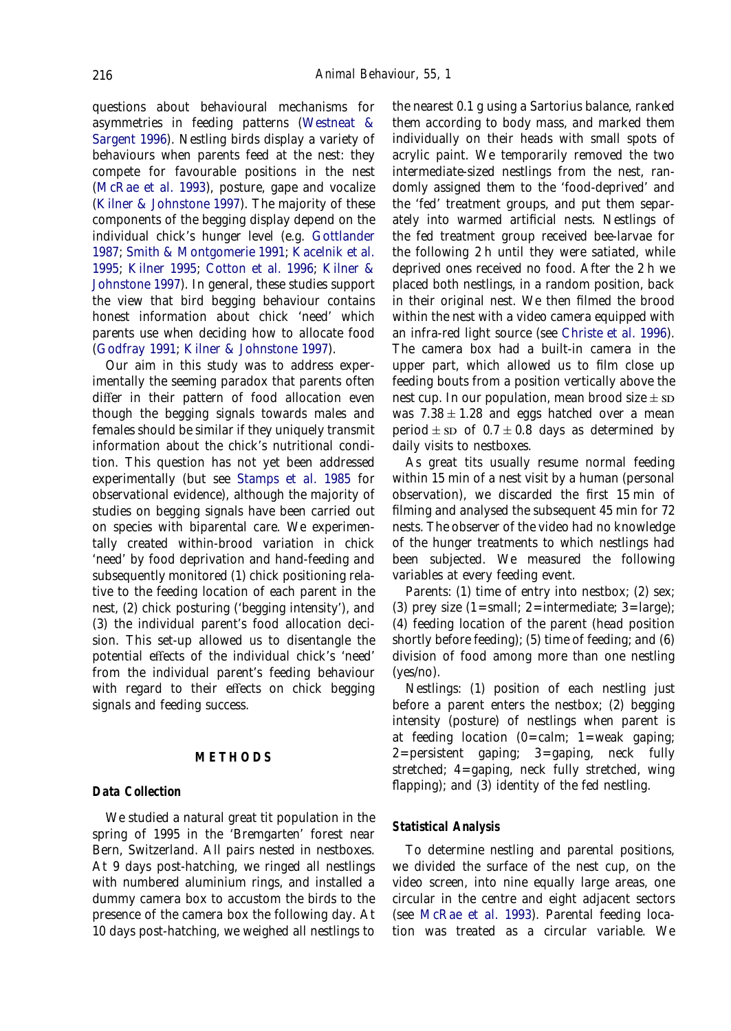questions about behavioural mechanisms for asymmetries in feeding patterns (Westneat & Sargent 1996). Nestling birds display a variety of behaviours when parents feed at the nest: they compete for favourable positions in the nest (McRae et al. 1993), posture, gape and vocalize (Kilner & Johnstone 1997). The majority of these components of the begging display depend on the individual chick's hunger level (e.g. Gottlander 1987; Smith & Montgomerie 1991; Kacelnik et al. 1995; Kilner 1995; Cotton et al. 1996; Kilner & Johnstone 1997). In general, these studies support the view that bird begging behaviour contains honest information about chick 'need' which parents use when deciding how to allocate food (Godfray 1991; Kilner & Johnstone 1997).

Our aim in this study was to address experimentally the seeming paradox that parents often differ in their pattern of food allocation even though the begging signals towards males and females should be similar if they uniquely transmit information about the chick's nutritional condition. This question has not yet been addressed experimentally (but see Stamps et al. 1985 for observational evidence), although the majority of studies on begging signals have been carried out on species with biparental care. We experimentally created within-brood variation in chick 'need' by food deprivation and hand-feeding and subsequently monitored (1) chick positioning relative to the feeding location of each parent in the nest, (2) chick posturing ('begging intensity'), and (3) the individual parent's food allocation decision. This set-up allowed us to disentangle the potential effects of the individual chick's 'need' from the individual parent's feeding behaviour with regard to their effects on chick begging signals and feeding success.

## METHODS

### Data Collection

We studied a natural great tit population in the spring of 1995 in the 'Bremgarten' forest near Bern, Switzerland. All pairs nested in nestboxes. At 9 days post-hatching, we ringed all nestlings with numbered aluminium rings, and installed a dummy camera box to accustom the birds to the presence of the camera box the following day. At 10 days post-hatching, we weighed all nestlings to the nearest 0.1 g using a Sartorius balance, ranked them according to body mass, and marked them individually on their heads with small spots of acrylic paint. We temporarily removed the two intermediate-sized nestlings from the nest, randomly assigned them to the 'food-deprived' and the 'fed' treatment groups, and put them separately into warmed artificial nests. Nestlings of the fed treatment group received bee-larvae for the following 2 h until they were satiated, while deprived ones received no food. After the 2 h we placed both nestlings, in a random position, back in their original nest. We then filmed the brood within the nest with a video camera equipped with an infra-red light source (see Christe et al. 1996). The camera box had a built-in camera in the upper part, which allowed us to film close up feeding bouts from a position vertically above the nest cup. In our population, mean brood size $\pm$ SD was $7.38 \pm 1.28$ and eggs hatched over a mean period $\pm$ SD of $0.7 \pm 0.8$ days as determined by daily visits to nestboxes.

As great tits usually resume normal feeding within 15 min of a nest visit by a human (personal observation), we discarded the first 15 min of filming and analysed the subsequent 45 min for 72 nests. The observer of the video had no knowledge of the hunger treatments to which nestlings had been subjected. We measured the following variables at every feeding event.

Parents: (1) time of entry into nestbox; (2) sex; (3) prey size (1=small; 2=intermediate; 3=large); (4) feeding location of the parent (head position shortly before feeding); (5) time of feeding; and (6) division of food among more than one nestling (yes/no).

Nestlings: (1) position of each nestling just before a parent enters the nestbox; (2) begging intensity (posture) of nestlings when parent is at feeding location (0=calm; 1=weak gaping; 2=persistent gaping; 3=gaping, neck fully stretched; 4=gaping, neck fully stretched, wing flapping); and (3) identity of the fed nestling.

### Statistical Analysis

To determine nestling and parental positions, we divided the surface of the nest cup, on the video screen, into nine equally large areas, one circular in the centre and eight adjacent sectors (see McRae et al. 1993). Parental feeding location was treated as a circular variable. We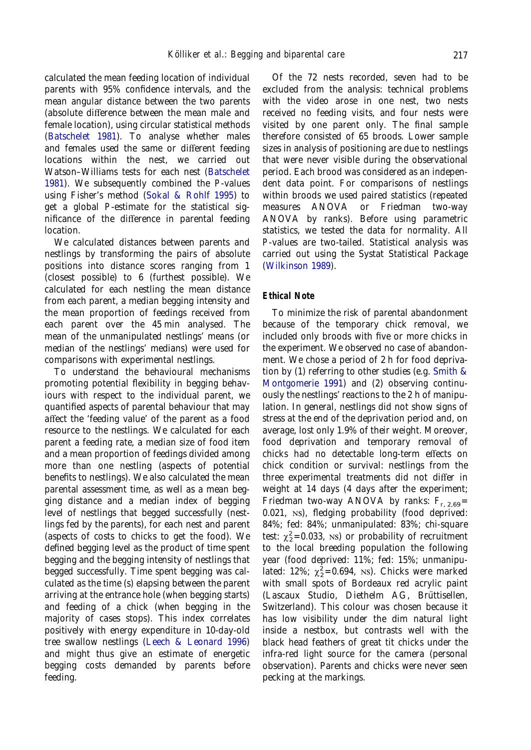calculated the mean feeding location of individual parents with 95% confidence intervals, and the mean angular distance between the two parents (absolute difference between the mean male and female location), using circular statistical methods (Batschelet 1981). To analyse whether males and females used the same or different feeding locations within the nest, we carried out Watson–Williams tests for each nest (Batschelet 1981). We subsequently combined the *P*-values using Fisher's method (Sokal & Rohlf 1995) to get a global *P*-estimate for the statistical significance of the difference in parental feeding location.

We calculated distances between parents and nestlings by transforming the pairs of absolute positions into distance scores ranging from 1 (closest possible) to 6 (furthest possible). We calculated for each nestling the mean distance from each parent, a median begging intensity and the mean proportion of feedings received from each parent over the 45 min analysed. The mean of the unmanipulated nestlings' means (or median of the nestlings' medians) were used for comparisons with experimental nestlings.

To understand the behavioural mechanisms promoting potential flexibility in begging behaviours with respect to the individual parent, we quantified aspects of parental behaviour that may affect the 'feeding value' of the parent as a food resource to the nestlings. We calculated for each parent a feeding rate, a median size of food item and a mean proportion of feedings divided among more than one nestling (aspects of potential benefits to nestlings). We also calculated the mean parental assessment time, as well as a mean begging distance and a median index of begging level of nestlings that begged successfully (nestlings fed by the parents), for each nest and parent (aspects of costs to chicks to get the food). We defined begging level as the product of time spent begging and the begging intensity of nestlings that begged successfully. Time spent begging was calculated as the time (s) elapsing between the parent arriving at the entrance hole (when begging starts) and feeding of a chick (when begging in the majority of cases stops). This index correlates positively with energy expenditure in 10-day-old tree swallow nestlings (Leech & Leonard 1996) and might thus give an estimate of energetic begging costs demanded by parents before feeding.

Of the 72 nests recorded, seven had to be excluded from the analysis: technical problems with the video arose in one nest, two nests received no feeding visits, and four nests were visited by one parent only. The final sample therefore consisted of 65 broods. Lower sample sizes in analysis of positioning are due to nestlings that were never visible during the observational period. Each brood was considered as an independent data point. For comparisons of nestlings within broods we used paired statistics (repeated measures ANOVA or Friedman two-way ANOVA by ranks). Before using parametric statistics, we tested the data for normality. All *P*-values are two-tailed. Statistical analysis was carried out using the Systat Statistical Package (Wilkinson 1989).

### *Ethical Note*

To minimize the risk of parental abandonment because of the temporary chick removal, we included only broods with five or more chicks in the experiment. We observed no case of abandonment. We chose a period of 2 h for food deprivation by (1) referring to other studies (e.g. Smith & Montgomerie 1991) and (2) observing continuously the nestlings' reactions to the 2 h of manipulation. In general, nestlings did not show signs of stress at the end of the deprivation period and, on average, lost only 1.9% of their weight. Moreover, food deprivation and temporary removal of chicks had no detectable long-term effects on chick condition or survival: nestlings from the three experimental treatments did not differ in weight at 14 days (4 days after the experiment; Friedman two-way ANOVA by ranks: $F_{r,\,2,69}$= 0.021, NS), fledging probability (food deprived: 84%; fed: 84%; unmanipulated: 83%; chi-square test: $\chi^2_2$=0.033, NS) or probability of recruitment to the local breeding population the following year (food deprived: 11%; fed: 15%; unmanipulated: 12%; $\chi^2_2$=0.694, NS). Chicks were marked with small spots of Bordeaux red acrylic paint (Lascaux Studio, Diethelm AG, Brüttisellen, Switzerland). This colour was chosen because it has low visibility under the dim natural light inside a nestbox, but contrasts well with the black head feathers of great tit chicks under the infra-red light source for the camera (personal observation). Parents and chicks were never seen pecking at the markings.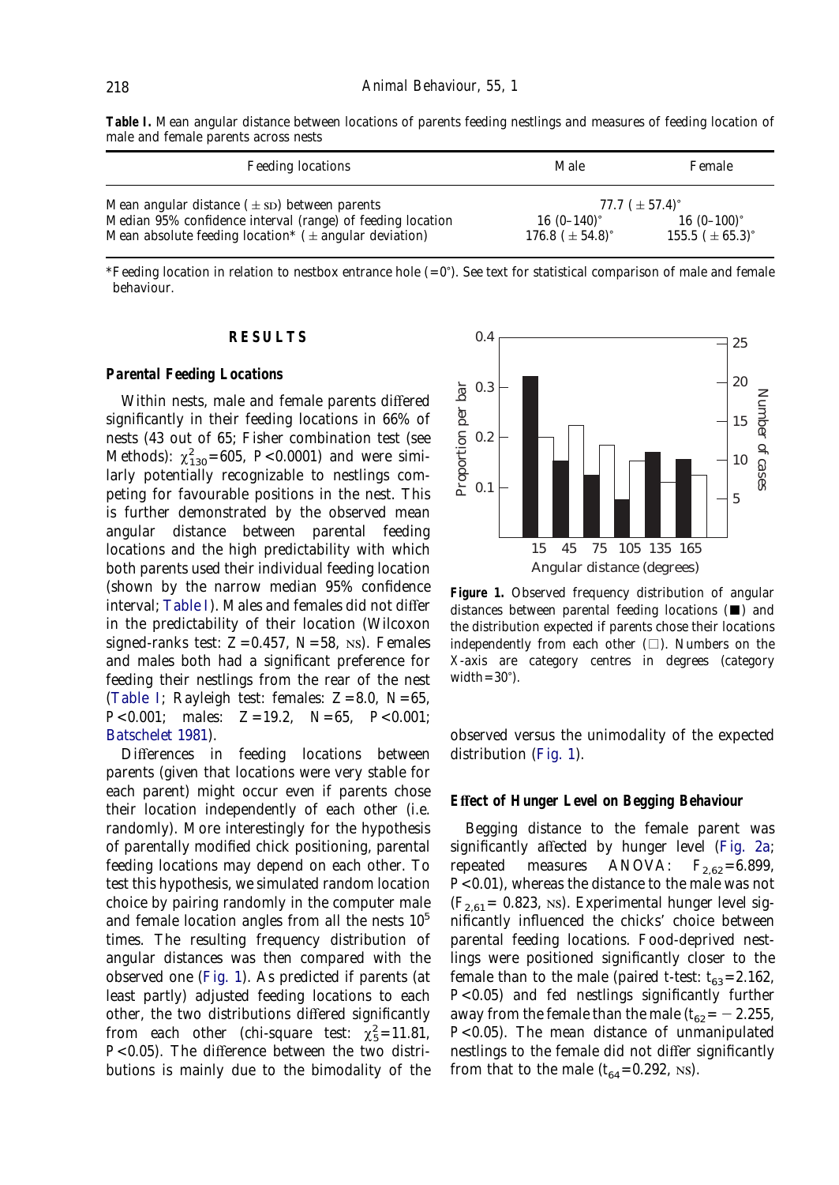**Table I.** Mean angular distance between locations of parents feeding nestlings and measures of feeding location of male and female parents across nests

| Feeding locations | Male | Female |
|---|---|---|
| Mean angular distance (±SD) between parents | 77.7 (±57.4)° | |
| Median 95% confidence interval (range) of feeding location | 16 (0–140)° | 16 (0–100)° |
| Mean absolute feeding location* (±angular deviation) | 176.8 (±54.8)° | 155.5 (±65.3)° |

*Feeding location in relation to nestbox entrance hole (=0°). See text for statistical comparison of male and female behaviour.

## RESULTS

### Parental Feeding Locations

Within nests, male and female parents differed significantly in their feeding locations in 66% of nests (43 out of 65; Fisher combination test (see Methods): $\chi^2_{130}=605$, $P<0.0001$) and were similarly potentially recognizable to nestlings competing for favourable positions in the nest. This is further demonstrated by the observed mean angular distance between parental feeding locations and the high predictability with which both parents used their individual feeding location (shown by the narrow median 95% confidence interval; Table I). Males and females did not differ in the predictability of their location (Wilcoxon signed-ranks test: $Z=0.457$, $N=58$, NS). Females and males both had a significant preference for feeding their nestlings from the rear of the nest (Table I; Rayleigh test: females: $Z=8.0$, $N=65$, $P<0.001$; males: $Z=19.2$, $N=65$, $P<0.001$; Batschelet 1981).

Differences in feeding locations between parents (given that locations were very stable for each parent) might occur even if parents chose their location independently of each other (i.e. randomly). More interestingly for the hypothesis of parentally modified chick positioning, parental feeding locations may depend on each other. To test this hypothesis, we simulated random location choice by pairing randomly in the computer male and female location angles from all the nests $10^5$ times. The resulting frequency distribution of angular distances was then compared with the observed one (Fig. 1). As predicted if parents (at least partly) adjusted feeding locations to each other, the two distributions differed significantly from each other (chi-square test: $\chi^2_5=11.81$, $P<0.05$). The difference between the two distributions is mainly due to the bimodality of the observed versus the unimodality of the expected distribution (Fig. 1).

**Figure 1.** Observed frequency distribution of angular distances between parental feeding locations (■) and the distribution expected if parents chose their locations independently from each other (□). Numbers on the X-axis are category centres in degrees (category width=30°).

### Effect of Hunger Level on Begging Behaviour

Begging distance to the female parent was significantly affected by hunger level (Fig. 2a; repeated measures ANOVA: $F_{2,62}=6.899$, $P<0.01$), whereas the distance to the male was not ($F_{2,61}=0.823$, NS). Experimental hunger level significantly influenced the chicks' choice between parental feeding locations. Food-deprived nestlings were positioned significantly closer to the female than to the male (paired *t*-test: $t_{63}=2.162$, $P<0.05$) and fed nestlings significantly further away from the female than the male ($t_{62}=-2.255$, $P<0.05$). The mean distance of unmanipulated nestlings to the female did not differ significantly from that to the male ($t_{64}=0.292$, NS).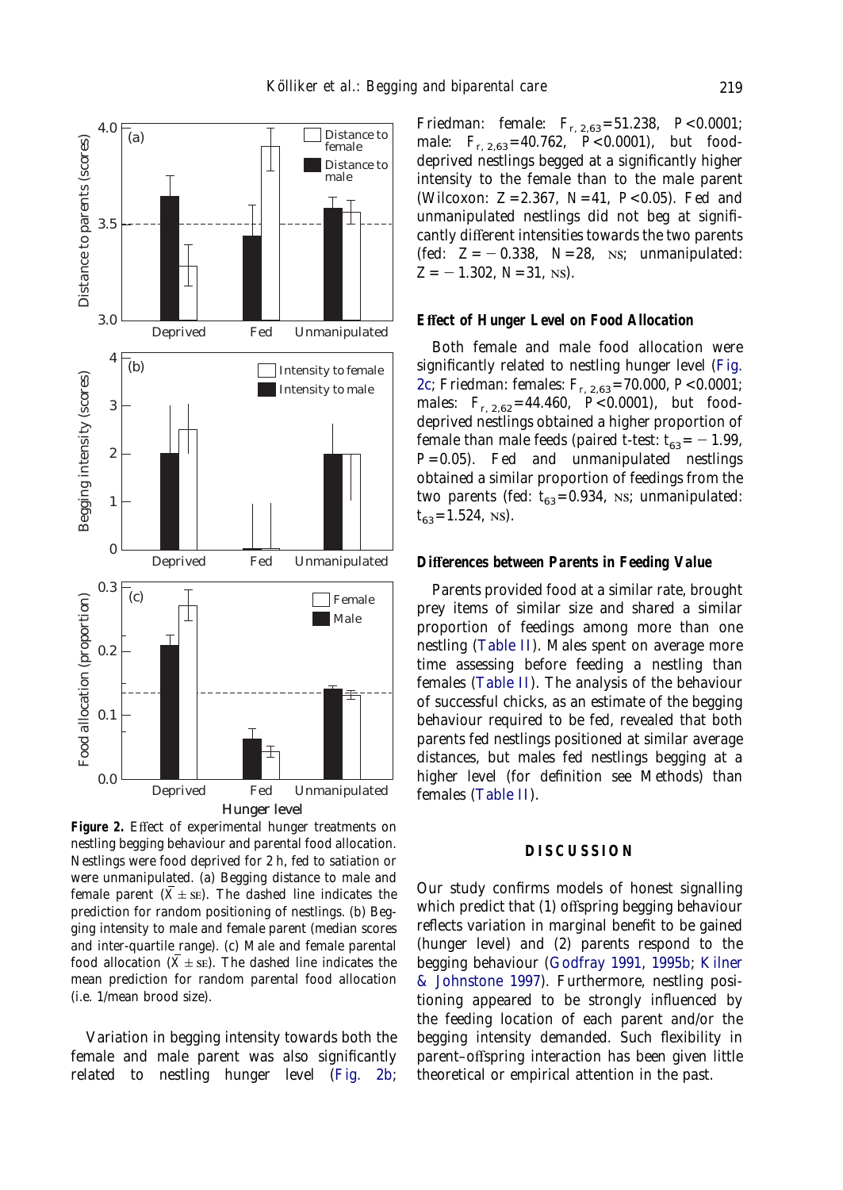**Figure 2.** Effect of experimental hunger treatments on nestling begging behaviour and parental food allocation. Nestlings were food deprived for 2 h, fed to satiation or were unmanipulated. (a) Begging distance to male and female parent ($\bar{X} \pm$ SE). The dashed line indicates the prediction for random positioning of nestlings. (b) Begging intensity to male and female parent (median scores and inter-quartile range). (c) Male and female parental food allocation ($\bar{X} \pm$ SE). The dashed line indicates the mean prediction for random parental food allocation (i.e. 1/mean brood size).

Variation in begging intensity towards both the female and male parent was also significantly related to nestling hunger level (Fig. 2b; Friedman: female: $F_{r,\,2,63}$=51.238, $P$<0.0001; male: $F_{r,\,2,63}$=40.762, $P$<0.0001), but food-deprived nestlings begged at a significantly higher intensity to the female than to the male parent (Wilcoxon: $Z$=2.367, $N$=41, $P$<0.05). Fed and unmanipulated nestlings did not beg at significantly different intensities towards the two parents (fed: $Z=-0.338$, $N$=28, NS; unmanipulated: $Z=-1.302$, $N$=31, NS).

### Effect of Hunger Level on Food Allocation

Both female and male food allocation were significantly related to nestling hunger level (Fig. 2c; Friedman: females: $F_{r,\,2,63}$=70.000, $P$<0.0001; males: $F_{r,\,2,62}$=44.460, $P$<0.0001), but food-deprived nestlings obtained a higher proportion of female than male feeds (paired $t$-test: $t_{63}=-1.99$, $P$=0.05). Fed and unmanipulated nestlings obtained a similar proportion of feedings from the two parents (fed: $t_{63}$=0.934, NS; unmanipulated: $t_{63}$=1.524, NS).

### Differences between Parents in Feeding Value

Parents provided food at a similar rate, brought prey items of similar size and shared a similar proportion of feedings among more than one nestling (Table II). Males spent on average more time assessing before feeding a nestling than females (Table II). The analysis of the behaviour of successful chicks, as an estimate of the begging behaviour required to be fed, revealed that both parents fed nestlings positioned at similar average distances, but males fed nestlings begging at a higher level (for definition see Methods) than females (Table II).

## DISCUSSION

Our study confirms models of honest signalling which predict that (1) offspring begging behaviour reflects variation in marginal benefit to be gained (hunger level) and (2) parents respond to the begging behaviour (Godfray 1991, 1995b; Kilner & Johnstone 1997). Furthermore, nestling positioning appeared to be strongly influenced by the feeding location of each parent and/or the begging intensity demanded. Such flexibility in parent–offspring interaction has been given little theoretical or empirical attention in the past.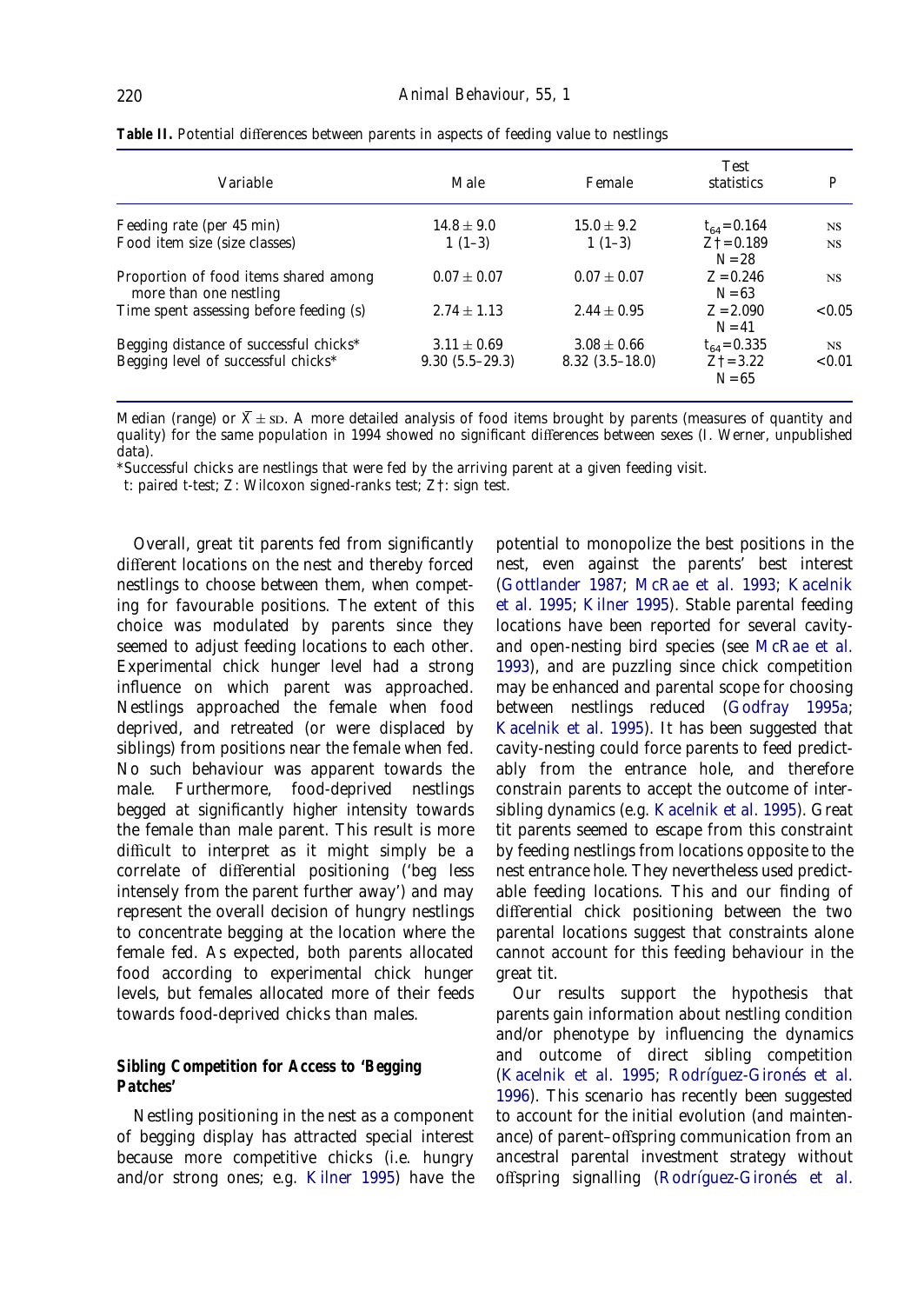**Table II.** Potential differences between parents in aspects of feeding value to nestlings

| Variable | Male | Female | Test statistics | P |
|---|---|---|---|---|
| Feeding rate (per 45 min) | $14.8 \pm 9.0$ | $15.0 \pm 9.2$ | $t_{64}=0.164$ | NS |
| Food item size (size classes) | 1 (1–3) | 1 (1–3) | $Z\dagger=0.189$ $N=28$ | NS |
| Proportion of food items shared among more than one nestling | $0.07 \pm 0.07$ | $0.07 \pm 0.07$ | $Z=0.246$ $N=63$ | NS |
| Time spent assessing before feeding (s) | $2.74 \pm 1.13$ | $2.44 \pm 0.95$ | $Z=2.090$ $N=41$ | <0.05 |
| Begging distance of successful chicks* | $3.11 \pm 0.69$ | $3.08 \pm 0.66$ | $t_{64}=0.335$ | NS |
| Begging level of successful chicks* | 9.30 (5.5–29.3) | 8.32 (3.5–18.0) | $Z\dagger=3.22$ $N=65$ | <0.01 |

Median (range) or $\bar{X} \pm$ SD. A more detailed analysis of food items brought by parents (measures of quantity and quality) for the same population in 1994 showed no significant differences between sexes (I. Werner, unpublished data).

*Successful chicks are nestlings that were fed by the arriving parent at a given feeding visit.

t: paired t-test; Z: Wilcoxon signed-ranks test; Z†: sign test.

Overall, great tit parents fed from significantly different locations on the nest and thereby forced nestlings to choose between them, when competing for favourable positions. The extent of this choice was modulated by parents since they seemed to adjust feeding locations to each other. Experimental chick hunger level had a strong influence on which parent was approached. Nestlings approached the female when food deprived, and retreated (or were displaced by siblings) from positions near the female when fed. No such behaviour was apparent towards the male. Furthermore, food-deprived nestlings begged at significantly higher intensity towards the female than male parent. This result is more difficult to interpret as it might simply be a correlate of differential positioning ('beg less intensely from the parent further away') and may represent the overall decision of hungry nestlings to concentrate begging at the location where the female fed. As expected, both parents allocated food according to experimental chick hunger levels, but females allocated more of their feeds towards food-deprived chicks than males.

## Sibling Competition for Access to 'Begging Patches'

Nestling positioning in the nest as a component of begging display has attracted special interest because more competitive chicks (i.e. hungry and/or strong ones; e.g. Kilner 1995) have the potential to monopolize the best positions in the nest, even against the parents' best interest (Gottlander 1987; McRae et al. 1993; Kacelnik et al. 1995; Kilner 1995). Stable parental feeding locations have been reported for several cavity- and open-nesting bird species (see McRae et al. 1993), and are puzzling since chick competition may be enhanced and parental scope for choosing between nestlings reduced (Godfray 1995a; Kacelnik et al. 1995). It has been suggested that cavity-nesting could force parents to feed predictably from the entrance hole, and therefore constrain parents to accept the outcome of inter-sibling dynamics (e.g. Kacelnik et al. 1995). Great tit parents seemed to escape from this constraint by feeding nestlings from locations opposite to the nest entrance hole. They nevertheless used predictable feeding locations. This and our finding of differential chick positioning between the two parental locations suggest that constraints alone cannot account for this feeding behaviour in the great tit.

Our results support the hypothesis that parents gain information about nestling condition and/or phenotype by influencing the dynamics and outcome of direct sibling competition (Kacelnik et al. 1995; Rodríguez-Gironés et al. 1996). This scenario has recently been suggested to account for the initial evolution (and maintenance) of parent–offspring communication from an ancestral parental investment strategy without offspring signalling (Rodríguez-Gironés et al.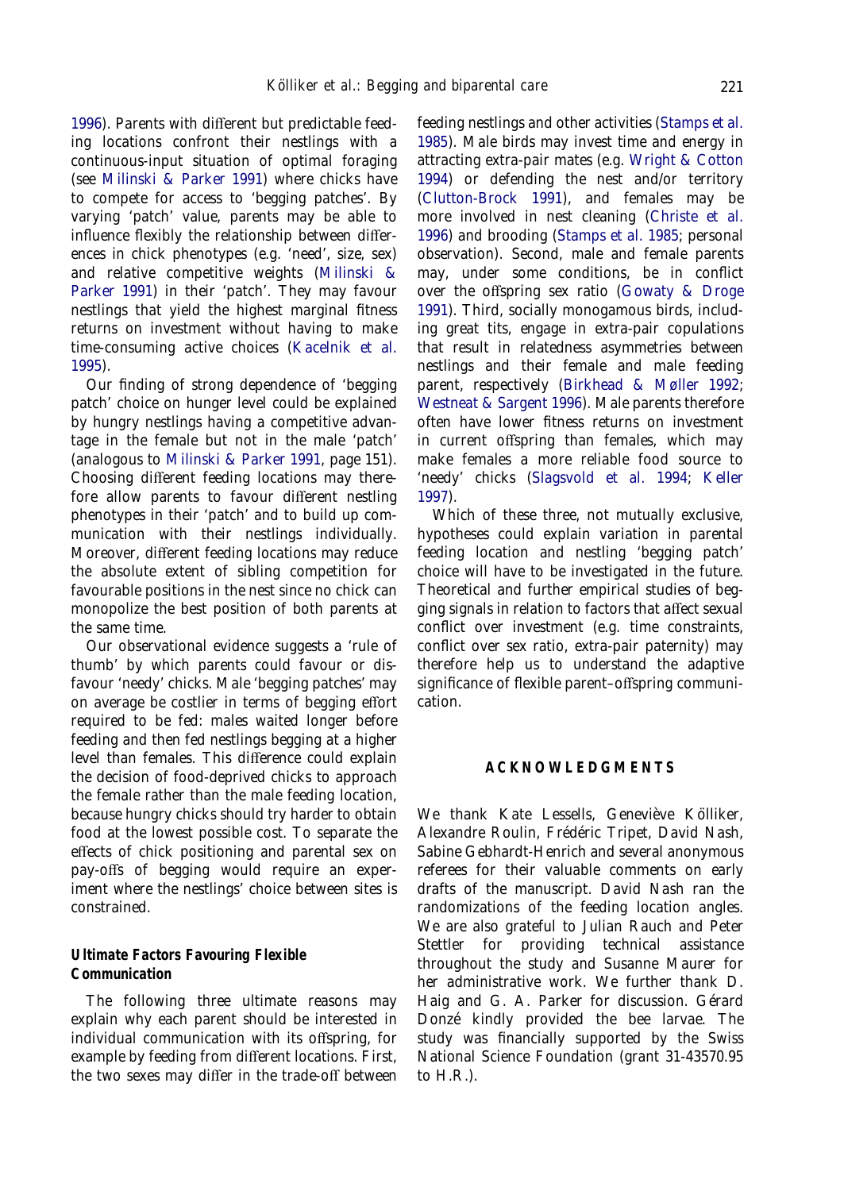1996). Parents with different but predictable feeding locations confront their nestlings with a continuous-input situation of optimal foraging (see Milinski & Parker 1991) where chicks have to compete for access to 'begging patches'. By varying 'patch' value, parents may be able to influence flexibly the relationship between differences in chick phenotypes (e.g. 'need', size, sex) and relative competitive weights (Milinski & Parker 1991) in their 'patch'. They may favour nestlings that yield the highest marginal fitness returns on investment without having to make time-consuming active choices (Kacelnik et al. 1995).

Our finding of strong dependence of 'begging patch' choice on hunger level could be explained by hungry nestlings having a competitive advantage in the female but not in the male 'patch' (analogous to Milinski & Parker 1991, page 151). Choosing different feeding locations may therefore allow parents to favour different nestling phenotypes in their 'patch' and to build up communication with their nestlings individually. Moreover, different feeding locations may reduce the absolute extent of sibling competition for favourable positions in the nest since no chick can monopolize the best position of both parents at the same time.

Our observational evidence suggests a 'rule of thumb' by which parents could favour or disfavour 'needy' chicks. Male 'begging patches' may on average be costlier in terms of begging effort required to be fed: males waited longer before feeding and then fed nestlings begging at a higher level than females. This difference could explain the decision of food-deprived chicks to approach the female rather than the male feeding location, because hungry chicks should try harder to obtain food at the lowest possible cost. To separate the effects of chick positioning and parental sex on pay-offs of begging would require an experiment where the nestlings' choice between sites is constrained.

### Ultimate Factors Favouring Flexible Communication

The following three ultimate reasons may explain why each parent should be interested in individual communication with its offspring, for example by feeding from different locations. First, the two sexes may differ in the trade-off between feeding nestlings and other activities (Stamps et al. 1985). Male birds may invest time and energy in attracting extra-pair mates (e.g. Wright & Cotton 1994) or defending the nest and/or territory (Clutton-Brock 1991), and females may be more involved in nest cleaning (Christe et al. 1996) and brooding (Stamps et al. 1985; personal observation). Second, male and female parents may, under some conditions, be in conflict over the offspring sex ratio (Gowaty & Droge 1991). Third, socially monogamous birds, including great tits, engage in extra-pair copulations that result in relatedness asymmetries between nestlings and their female and male feeding parent, respectively (Birkhead & Møller 1992; Westneat & Sargent 1996). Male parents therefore often have lower fitness returns on investment in current offspring than females, which may make females a more reliable food source to 'needy' chicks (Slagsvold et al. 1994; Keller 1997).

Which of these three, not mutually exclusive, hypotheses could explain variation in parental feeding location and nestling 'begging patch' choice will have to be investigated in the future. Theoretical and further empirical studies of begging signals in relation to factors that affect sexual conflict over investment (e.g. time constraints, conflict over sex ratio, extra-pair paternity) may therefore help us to understand the adaptive significance of flexible parent–offspring communication.

## ACKNOWLEDGMENTS

We thank Kate Lessells, Geneviève Kölliker, Alexandre Roulin, Frédéric Tripet, David Nash, Sabine Gebhardt-Henrich and several anonymous referees for their valuable comments on early drafts of the manuscript. David Nash ran the randomizations of the feeding location angles. We are also grateful to Julian Rauch and Peter Stettler for providing technical assistance throughout the study and Susanne Maurer for her administrative work. We further thank D. Haig and G. A. Parker for discussion. Gérard Donzé kindly provided the bee larvae. The study was financially supported by the Swiss National Science Foundation (grant 31-43570.95 to H.R.).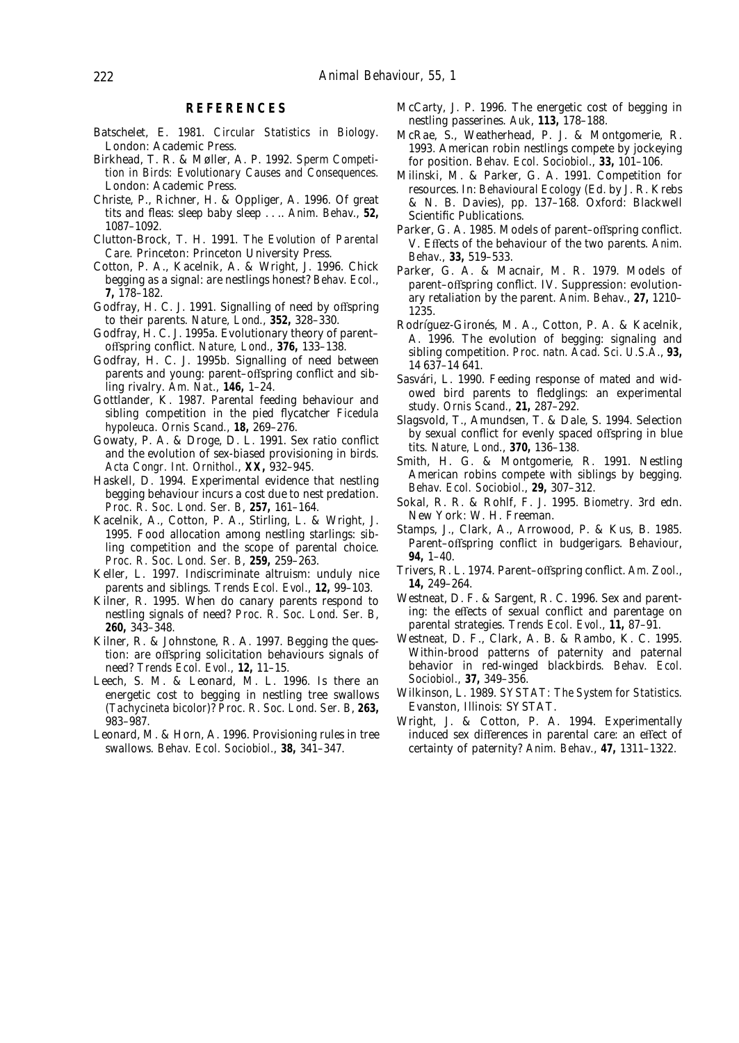## REFERENCES

Batschelet, E. 1981. *Circular Statistics in Biology*. London: Academic Press.

Birkhead, T. R. & Møller, A. P. 1992. *Sperm Competition in Birds: Evolutionary Causes and Consequences*. London: Academic Press.

Christe, P., Richner, H. & Oppliger, A. 1996. Of great tits and fleas: sleep baby sleep . . .. *Anim. Behav.*, **52,** 1087–1092.

Clutton-Brock, T. H. 1991. *The Evolution of Parental Care*. Princeton: Princeton University Press.

Cotton, P. A., Kacelnik, A. & Wright, J. 1996. Chick begging as a signal: are nestlings honest? *Behav. Ecol.*, **7,** 178–182.

Godfray, H. C. J. 1991. Signalling of need by offspring to their parents. *Nature, Lond.*, **352,** 328–330.

Godfray, H. C. J. 1995a. Evolutionary theory of parent–offspring conflict. *Nature, Lond.*, **376,** 133–138.

Godfray, H. C. J. 1995b. Signalling of need between parents and young: parent–offspring conflict and sibling rivalry. *Am. Nat.*, **146,** 1–24.

Gottlander, K. 1987. Parental feeding behaviour and sibling competition in the pied flycatcher *Ficedula hypoleuca*. *Ornis Scand.*, **18,** 269–276.

Gowaty, P. A. & Droge, D. L. 1991. Sex ratio conflict and the evolution of sex-biased provisioning in birds. *Acta Congr. Int. Ornithol.*, **XX,** 932–945.

Haskell, D. 1994. Experimental evidence that nestling begging behaviour incurs a cost due to nest predation. *Proc. R. Soc. Lond. Ser. B*, **257,** 161–164.

Kacelnik, A., Cotton, P. A., Stirling, L. & Wright, J. 1995. Food allocation among nestling starlings: sibling competition and the scope of parental choice. *Proc. R. Soc. Lond. Ser. B*, **259,** 259–263.

Keller, L. 1997. Indiscriminate altruism: unduly nice parents and siblings. *Trends Ecol. Evol.*, **12,** 99–103.

Kilner, R. 1995. When do canary parents respond to nestling signals of need? *Proc. R. Soc. Lond. Ser. B*, **260,** 343–348.

Kilner, R. & Johnstone, R. A. 1997. Begging the question: are offspring solicitation behaviours signals of need? *Trends Ecol. Evol.*, **12,** 11–15.

Leech, S. M. & Leonard, M. L. 1996. Is there an energetic cost to begging in nestling tree swallows (*Tachycineta bicolor*)? *Proc. R. Soc. Lond. Ser. B*, **263,** 983–987.

Leonard, M. & Horn, A. 1996. Provisioning rules in tree swallows. *Behav. Ecol. Sociobiol.*, **38,** 341–347.

McCarty, J. P. 1996. The energetic cost of begging in nestling passerines. *Auk*, **113,** 178–188.

McRae, S., Weatherhead, P. J. & Montgomerie, R. 1993. American robin nestlings compete by jockeying for position. *Behav. Ecol. Sociobiol.*, **33,** 101–106.

Milinski, M. & Parker, G. A. 1991. Competition for resources. In: *Behavioural Ecology* (Ed. by J. R. Krebs & N. B. Davies), pp. 137–168. Oxford: Blackwell Scientific Publications.

Parker, G. A. 1985. Models of parent–offspring conflict. V. Effects of the behaviour of the two parents. *Anim. Behav.*, **33,** 519–533.

Parker, G. A. & Macnair, M. R. 1979. Models of parent–offspring conflict. IV. Suppression: evolutionary retaliation by the parent. *Anim. Behav.*, **27,** 1210–1235.

Rodríguez-Gironés, M. A., Cotton, P. A. & Kacelnik, A. 1996. The evolution of begging: signaling and sibling competition. *Proc. natn. Acad. Sci. U.S.A.*, **93,** 14 637–14 641.

Sasvári, L. 1990. Feeding response of mated and widowed bird parents to fledglings: an experimental study. *Ornis Scand.*, **21,** 287–292.

Slagsvold, T., Amundsen, T. & Dale, S. 1994. Selection by sexual conflict for evenly spaced offspring in blue tits. *Nature, Lond.*, **370,** 136–138.

Smith, H. G. & Montgomerie, R. 1991. Nestling American robins compete with siblings by begging. *Behav. Ecol. Sociobiol.*, **29,** 307–312.

Sokal, R. R. & Rohlf, F. J. 1995. *Biometry*. 3rd edn. New York: W. H. Freeman.

Stamps, J., Clark, A., Arrowood, P. & Kus, B. 1985. Parent–offspring conflict in budgerigars. *Behaviour*, **94,** 1–40.

Trivers, R. L. 1974. Parent–offspring conflict. *Am. Zool.*, **14,** 249–264.

Westneat, D. F. & Sargent, R. C. 1996. Sex and parenting: the effects of sexual conflict and parentage on parental strategies. *Trends Ecol. Evol.*, **11,** 87–91.

Westneat, D. F., Clark, A. B. & Rambo, K. C. 1995. Within-brood patterns of paternity and paternal behavior in red-winged blackbirds. *Behav. Ecol. Sociobiol.*, **37,** 349–356.

Wilkinson, L. 1989. *SYSTAT: The System for Statistics*. Evanston, Illinois: SYSTAT.

Wright, J. & Cotton, P. A. 1994. Experimentally induced sex differences in parental care: an effect of certainty of paternity? *Anim. Behav.*, **47,** 1311–1322.